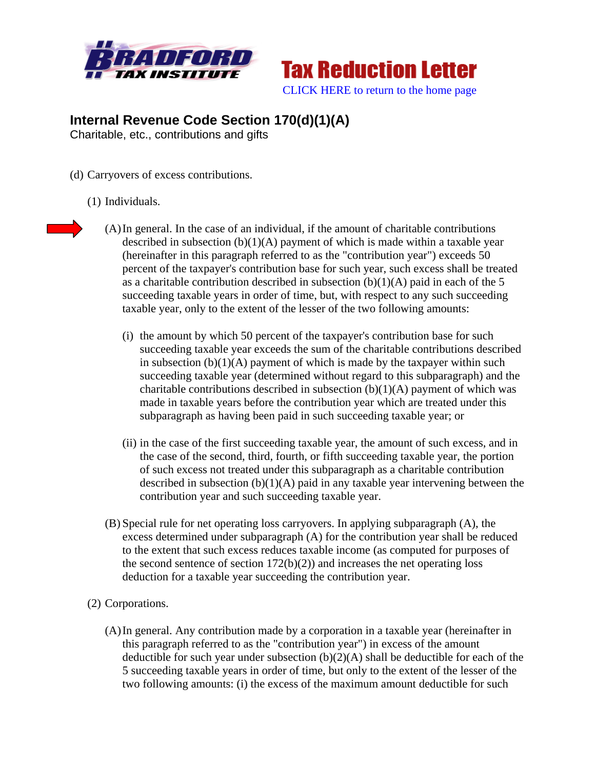BRADFORD TAX INSTITUTE

# Tax Reduction Letter

CLICK HERE to return to the home page

## Internal Revenue Code Section 170(d)(1)(A)

Charitable, etc., contributions and gifts

(d) Carryovers of excess contributions.

(1) Individuals.

(A) In general. In the case of an individual, if the amount of charitable contributions described in subsection (b)(1)(A) payment of which is made within a taxable year (hereinafter in this paragraph referred to as the "contribution year") exceeds 50 percent of the taxpayer's contribution base for such year, such excess shall be treated as a charitable contribution described in subsection (b)(1)(A) paid in each of the 5 succeeding taxable years in order of time, but, with respect to any such succeeding taxable year, only to the extent of the lesser of the two following amounts:

(i) the amount by which 50 percent of the taxpayer's contribution base for such succeeding taxable year exceeds the sum of the charitable contributions described in subsection (b)(1)(A) payment of which is made by the taxpayer within such succeeding taxable year (determined without regard to this subparagraph) and the charitable contributions described in subsection (b)(1)(A) payment of which was made in taxable years before the contribution year which are treated under this subparagraph as having been paid in such succeeding taxable year; or

(ii) in the case of the first succeeding taxable year, the amount of such excess, and in the case of the second, third, fourth, or fifth succeeding taxable year, the portion of such excess not treated under this subparagraph as a charitable contribution described in subsection (b)(1)(A) paid in any taxable year intervening between the contribution year and such succeeding taxable year.

(B) Special rule for net operating loss carryovers. In applying subparagraph (A), the excess determined under subparagraph (A) for the contribution year shall be reduced to the extent that such excess reduces taxable income (as computed for purposes of the second sentence of section 172(b)(2)) and increases the net operating loss deduction for a taxable year succeeding the contribution year.

(2) Corporations.

(A) In general. Any contribution made by a corporation in a taxable year (hereinafter in this paragraph referred to as the "contribution year") in excess of the amount deductible for such year under subsection (b)(2)(A) shall be deductible for each of the 5 succeeding taxable years in order of time, but only to the extent of the lesser of the two following amounts: (i) the excess of the maximum amount deductible for such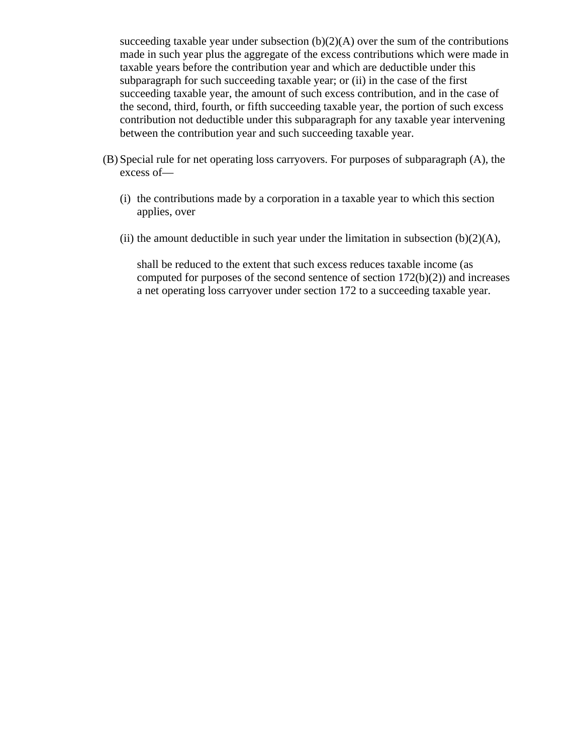succeeding taxable year under subsection (b)(2)(A) over the sum of the contributions made in such year plus the aggregate of the excess contributions which were made in taxable years before the contribution year and which are deductible under this subparagraph for such succeeding taxable year; or (ii) in the case of the first succeeding taxable year, the amount of such excess contribution, and in the case of the second, third, fourth, or fifth succeeding taxable year, the portion of such excess contribution not deductible under this subparagraph for any taxable year intervening between the contribution year and such succeeding taxable year.

(B) Special rule for net operating loss carryovers. For purposes of subparagraph (A), the excess of—

(i) the contributions made by a corporation in a taxable year to which this section applies, over

(ii) the amount deductible in such year under the limitation in subsection (b)(2)(A),

shall be reduced to the extent that such excess reduces taxable income (as computed for purposes of the second sentence of section 172(b)(2)) and increases a net operating loss carryover under section 172 to a succeeding taxable year.